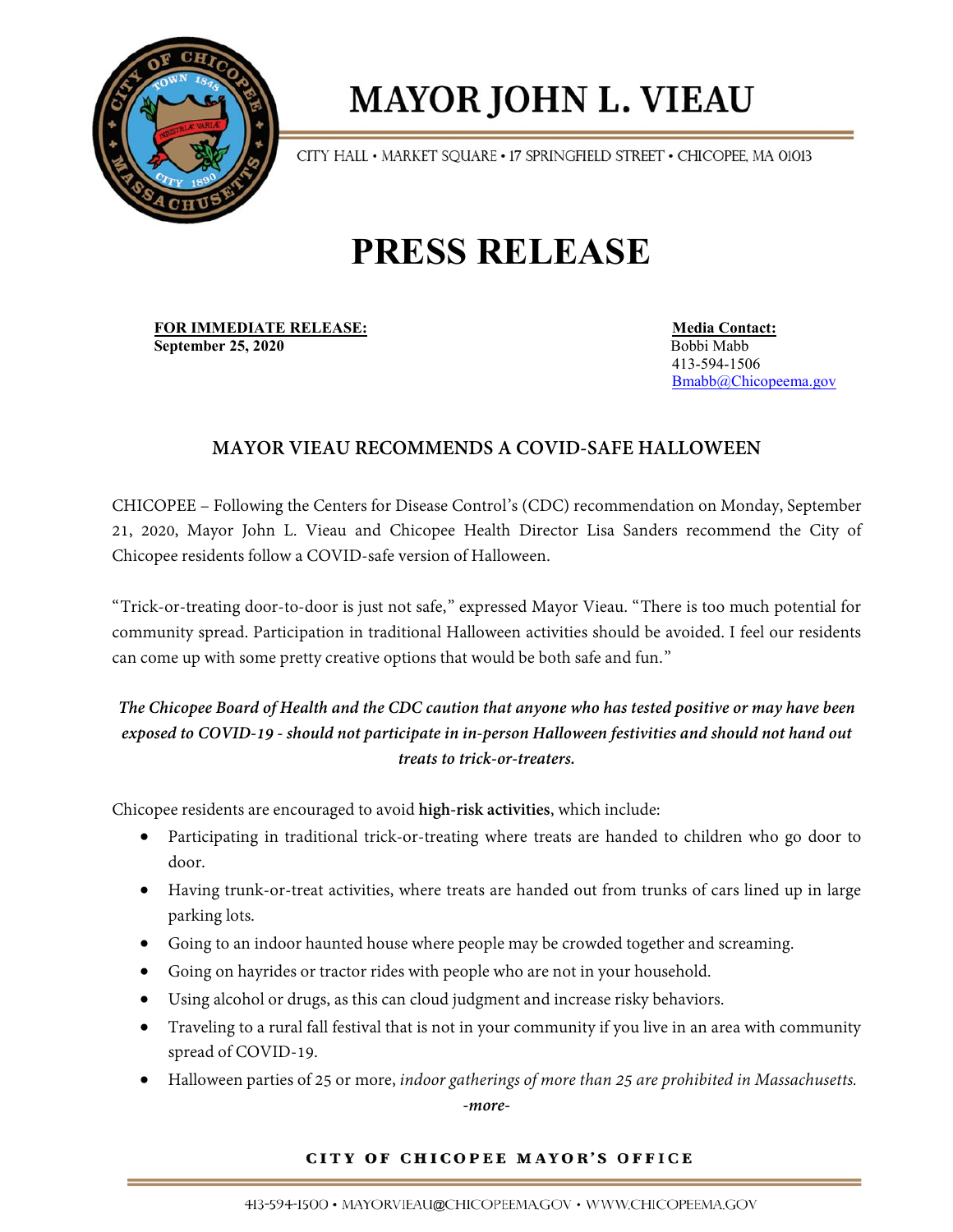# MAYOR JOHN L. VIEAU

CITY HALL • MARKET SQUARE • 17 SPRINGFIELD STREET • CHICOPEE, MA 01013

# PRESS RELEASE

**FOR IMMEDIATE RELEASE:**
**September 25, 2020**

**Media Contact:**
Bobbi Mabb
413-594-1506
Bmabb@Chicopeema.gov

## MAYOR VIEAU RECOMMENDS A COVID-SAFE HALLOWEEN

CHICOPEE – Following the Centers for Disease Control's (CDC) recommendation on Monday, September 21, 2020, Mayor John L. Vieau and Chicopee Health Director Lisa Sanders recommend the City of Chicopee residents follow a COVID-safe version of Halloween.

"Trick-or-treating door-to-door is just not safe," expressed Mayor Vieau. "There is too much potential for community spread. Participation in traditional Halloween activities should be avoided. I feel our residents can come up with some pretty creative options that would be both safe and fun."

***The Chicopee Board of Health and the CDC caution that anyone who has tested positive or may have been exposed to COVID-19 - should not participate in in-person Halloween festivities and should not hand out treats to trick-or-treaters.***

Chicopee residents are encouraged to avoid **high-risk activities**, which include:

- Participating in traditional trick-or-treating where treats are handed to children who go door to door.
- Having trunk-or-treat activities, where treats are handed out from trunks of cars lined up in large parking lots.
- Going to an indoor haunted house where people may be crowded together and screaming.
- Going on hayrides or tractor rides with people who are not in your household.
- Using alcohol or drugs, as this can cloud judgment and increase risky behaviors.
- Traveling to a rural fall festival that is not in your community if you live in an area with community spread of COVID-19.
- Halloween parties of 25 or more, *indoor gatherings of more than 25 are prohibited in Massachusetts.*

*-more-*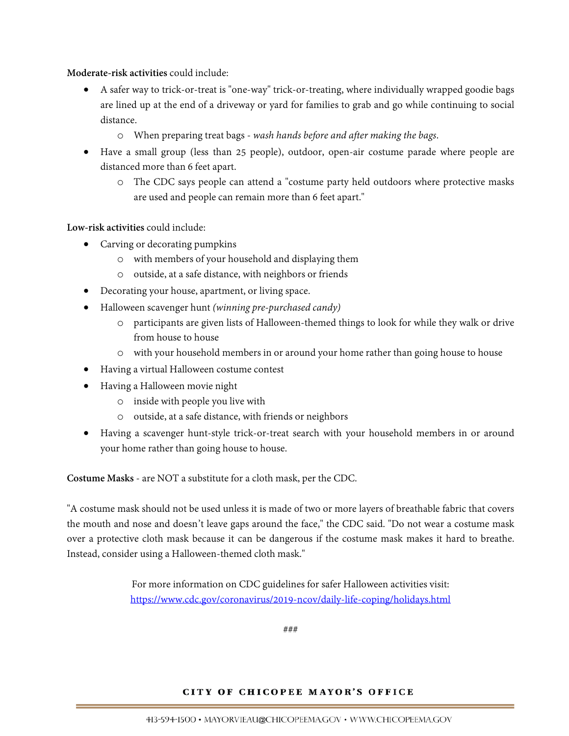**Moderate-risk activities** could include:

- A safer way to trick-or-treat is "one-way" trick-or-treating, where individually wrapped goodie bags are lined up at the end of a driveway or yard for families to grab and go while continuing to social distance.
    - When preparing treat bags - *wash hands before and after making the bags*.
- Have a small group (less than 25 people), outdoor, open-air costume parade where people are distanced more than 6 feet apart.
    - The CDC says people can attend a "costume party held outdoors where protective masks are used and people can remain more than 6 feet apart."

**Low-risk activities** could include:

- Carving or decorating pumpkins
    - with members of your household and displaying them
    - outside, at a safe distance, with neighbors or friends
- Decorating your house, apartment, or living space.
- Halloween scavenger hunt *(winning pre-purchased candy)*
    - participants are given lists of Halloween-themed things to look for while they walk or drive from house to house
    - with your household members in or around your home rather than going house to house
- Having a virtual Halloween costume contest
- Having a Halloween movie night
    - inside with people you live with
    - outside, at a safe distance, with friends or neighbors
- Having a scavenger hunt-style trick-or-treat search with your household members in or around your home rather than going house to house.

**Costume Masks** - are NOT a substitute for a cloth mask, per the CDC.

"A costume mask should not be used unless it is made of two or more layers of breathable fabric that covers the mouth and nose and doesn't leave gaps around the face," the CDC said. "Do not wear a costume mask over a protective cloth mask because it can be dangerous if the costume mask makes it hard to breathe. Instead, consider using a Halloween-themed cloth mask."

For more information on CDC guidelines for safer Halloween activities visit:
https://www.cdc.gov/coronavirus/2019-ncov/daily-life-coping/holidays.html

###

CITY OF CHICOPEE MAYOR'S OFFICE

413-594-1500 • MAYORVIEAU@CHICOPEEMA.GOV • WWW.CHICOPEEMA.GOV